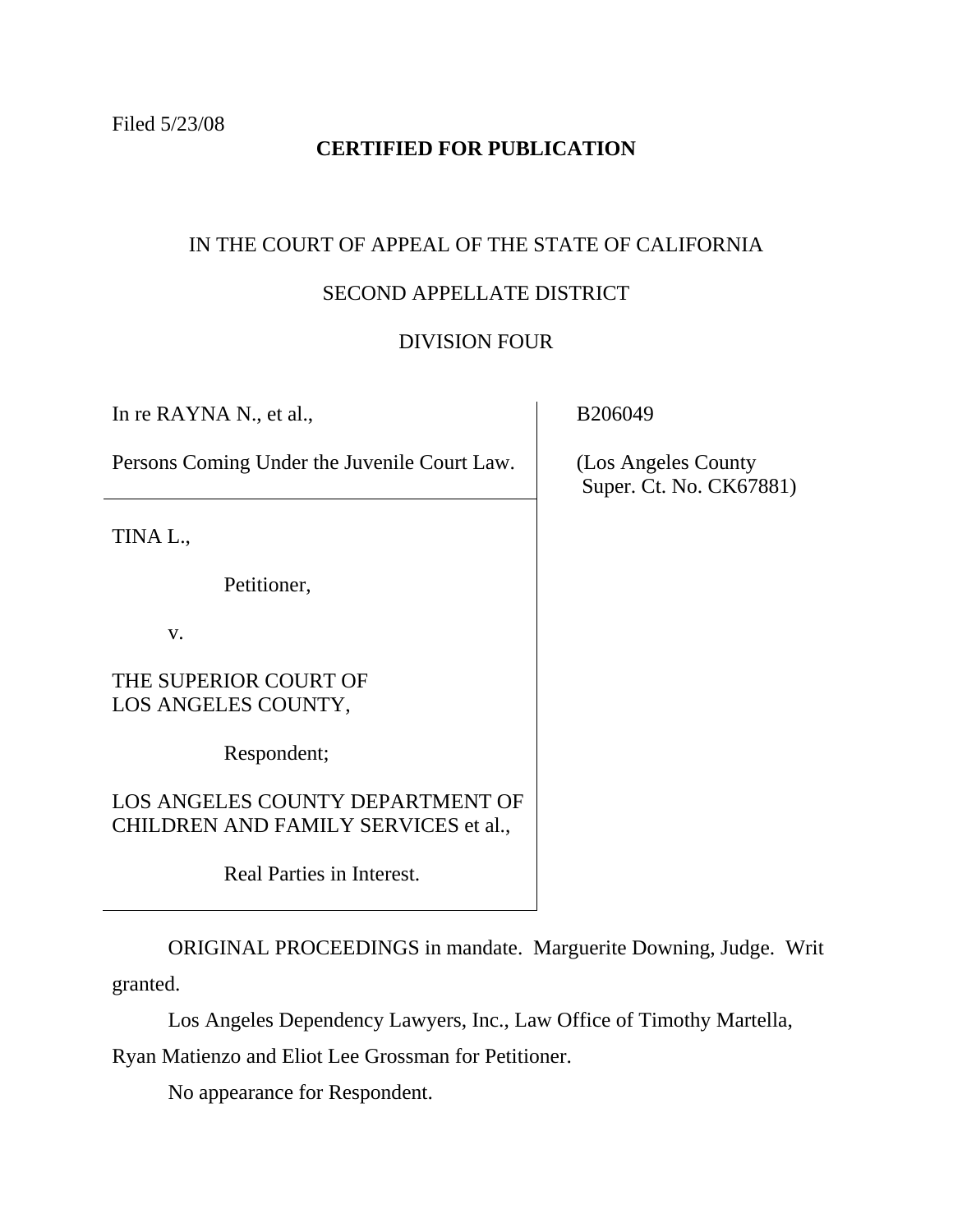Filed 5/23/08

**CERTIFIED FOR PUBLICATION**

IN THE COURT OF APPEAL OF THE STATE OF CALIFORNIA

SECOND APPELLATE DISTRICT

DIVISION FOUR

| | |
|---|---|
| In re RAYNA N., et al.,<br><br>Persons Coming Under the Juvenile Court Law. | B206049<br><br>(Los Angeles County Super. Ct. No. CK67881) |
| TINA L.,<br><br>Petitioner,<br><br>v.<br><br>THE SUPERIOR COURT OF LOS ANGELES COUNTY,<br><br>Respondent;<br><br>LOS ANGELES COUNTY DEPARTMENT OF CHILDREN AND FAMILY SERVICES et al.,<br><br>Real Parties in Interest. | |

ORIGINAL PROCEEDINGS in mandate. Marguerite Downing, Judge. Writ granted.

Los Angeles Dependency Lawyers, Inc., Law Office of Timothy Martella, Ryan Matienzo and Eliot Lee Grossman for Petitioner.

No appearance for Respondent.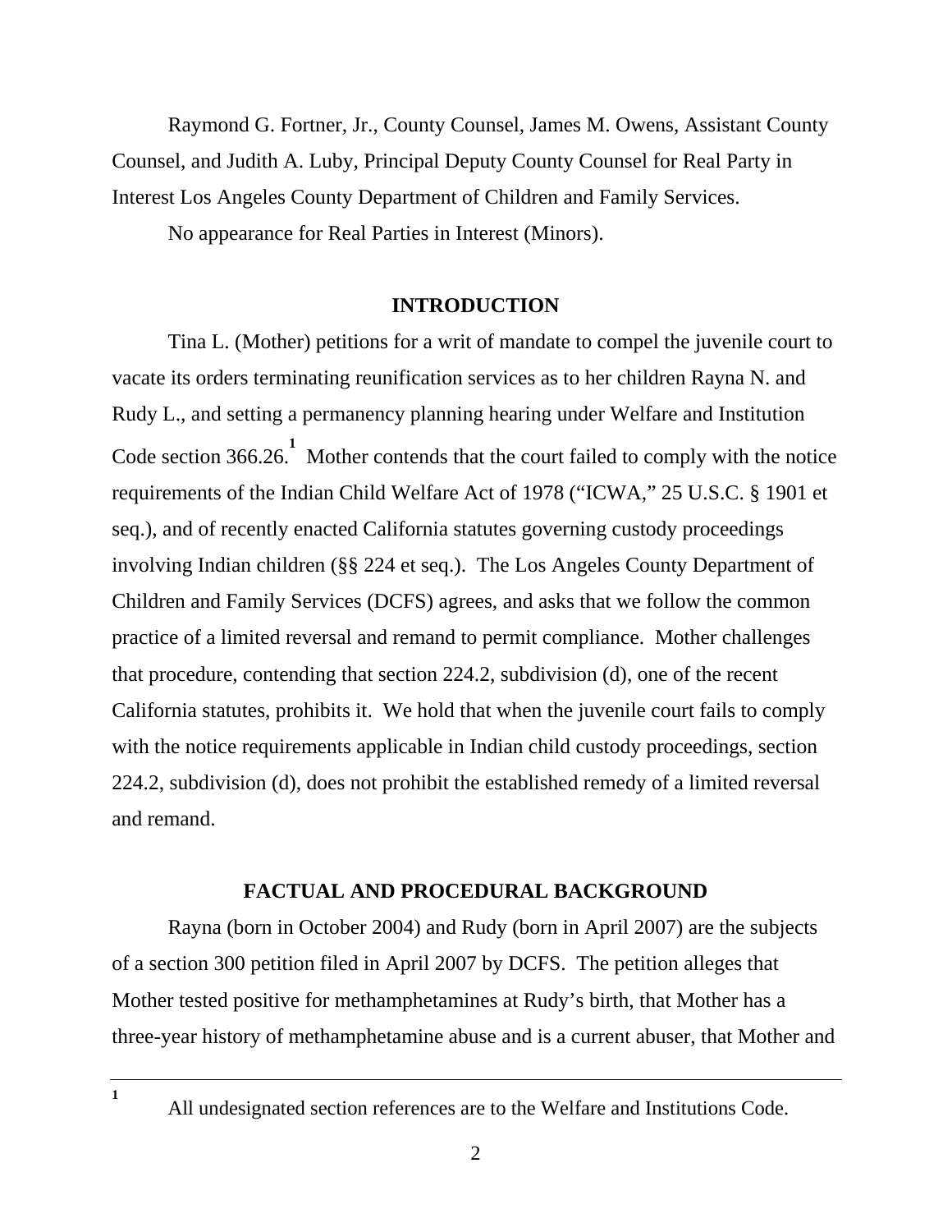Raymond G. Fortner, Jr., County Counsel, James M. Owens, Assistant County Counsel, and Judith A. Luby, Principal Deputy County Counsel for Real Party in Interest Los Angeles County Department of Children and Family Services.

No appearance for Real Parties in Interest (Minors).

## INTRODUCTION

Tina L. (Mother) petitions for a writ of mandate to compel the juvenile court to vacate its orders terminating reunification services as to her children Rayna N. and Rudy L., and setting a permanency planning hearing under Welfare and Institution Code section 366.26.[1] Mother contends that the court failed to comply with the notice requirements of the Indian Child Welfare Act of 1978 ("ICWA," 25 U.S.C. § 1901 et seq.), and of recently enacted California statutes governing custody proceedings involving Indian children (§§ 224 et seq.). The Los Angeles County Department of Children and Family Services (DCFS) agrees, and asks that we follow the common practice of a limited reversal and remand to permit compliance. Mother challenges that procedure, contending that section 224.2, subdivision (d), one of the recent California statutes, prohibits it. We hold that when the juvenile court fails to comply with the notice requirements applicable in Indian child custody proceedings, section 224.2, subdivision (d), does not prohibit the established remedy of a limited reversal and remand.

## FACTUAL AND PROCEDURAL BACKGROUND

Rayna (born in October 2004) and Rudy (born in April 2007) are the subjects of a section 300 petition filed in April 2007 by DCFS. The petition alleges that Mother tested positive for methamphetamines at Rudy's birth, that Mother has a three-year history of methamphetamine abuse and is a current abuser, that Mother and

[1] All undesignated section references are to the Welfare and Institutions Code.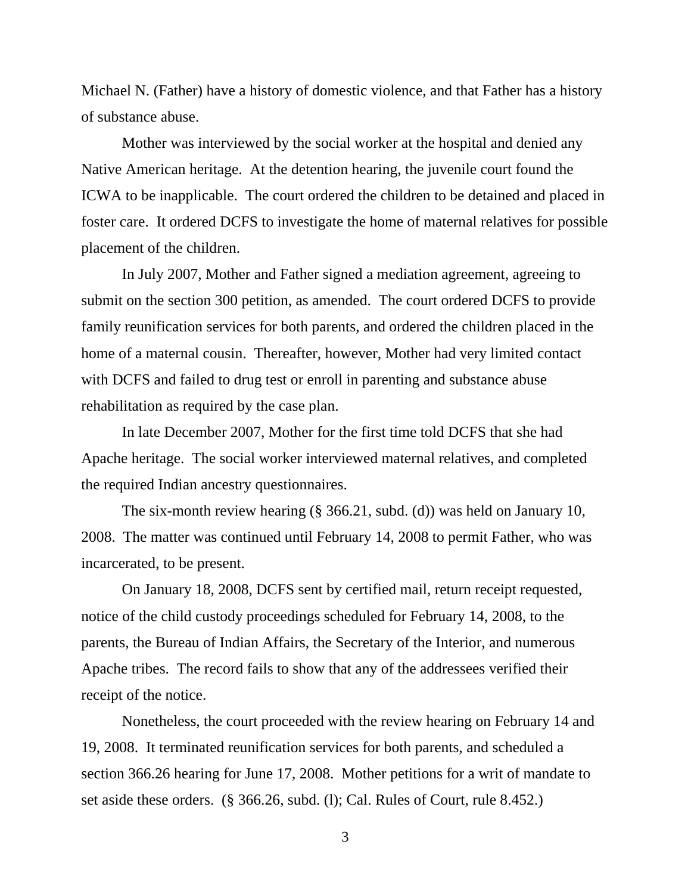Michael N. (Father) have a history of domestic violence, and that Father has a history of substance abuse.

Mother was interviewed by the social worker at the hospital and denied any Native American heritage. At the detention hearing, the juvenile court found the ICWA to be inapplicable. The court ordered the children to be detained and placed in foster care. It ordered DCFS to investigate the home of maternal relatives for possible placement of the children.

In July 2007, Mother and Father signed a mediation agreement, agreeing to submit on the section 300 petition, as amended. The court ordered DCFS to provide family reunification services for both parents, and ordered the children placed in the home of a maternal cousin. Thereafter, however, Mother had very limited contact with DCFS and failed to drug test or enroll in parenting and substance abuse rehabilitation as required by the case plan.

In late December 2007, Mother for the first time told DCFS that she had Apache heritage. The social worker interviewed maternal relatives, and completed the required Indian ancestry questionnaires.

The six-month review hearing (§ 366.21, subd. (d)) was held on January 10, 2008. The matter was continued until February 14, 2008 to permit Father, who was incarcerated, to be present.

On January 18, 2008, DCFS sent by certified mail, return receipt requested, notice of the child custody proceedings scheduled for February 14, 2008, to the parents, the Bureau of Indian Affairs, the Secretary of the Interior, and numerous Apache tribes. The record fails to show that any of the addressees verified their receipt of the notice.

Nonetheless, the court proceeded with the review hearing on February 14 and 19, 2008. It terminated reunification services for both parents, and scheduled a section 366.26 hearing for June 17, 2008. Mother petitions for a writ of mandate to set aside these orders. (§ 366.26, subd. (l); Cal. Rules of Court, rule 8.452.)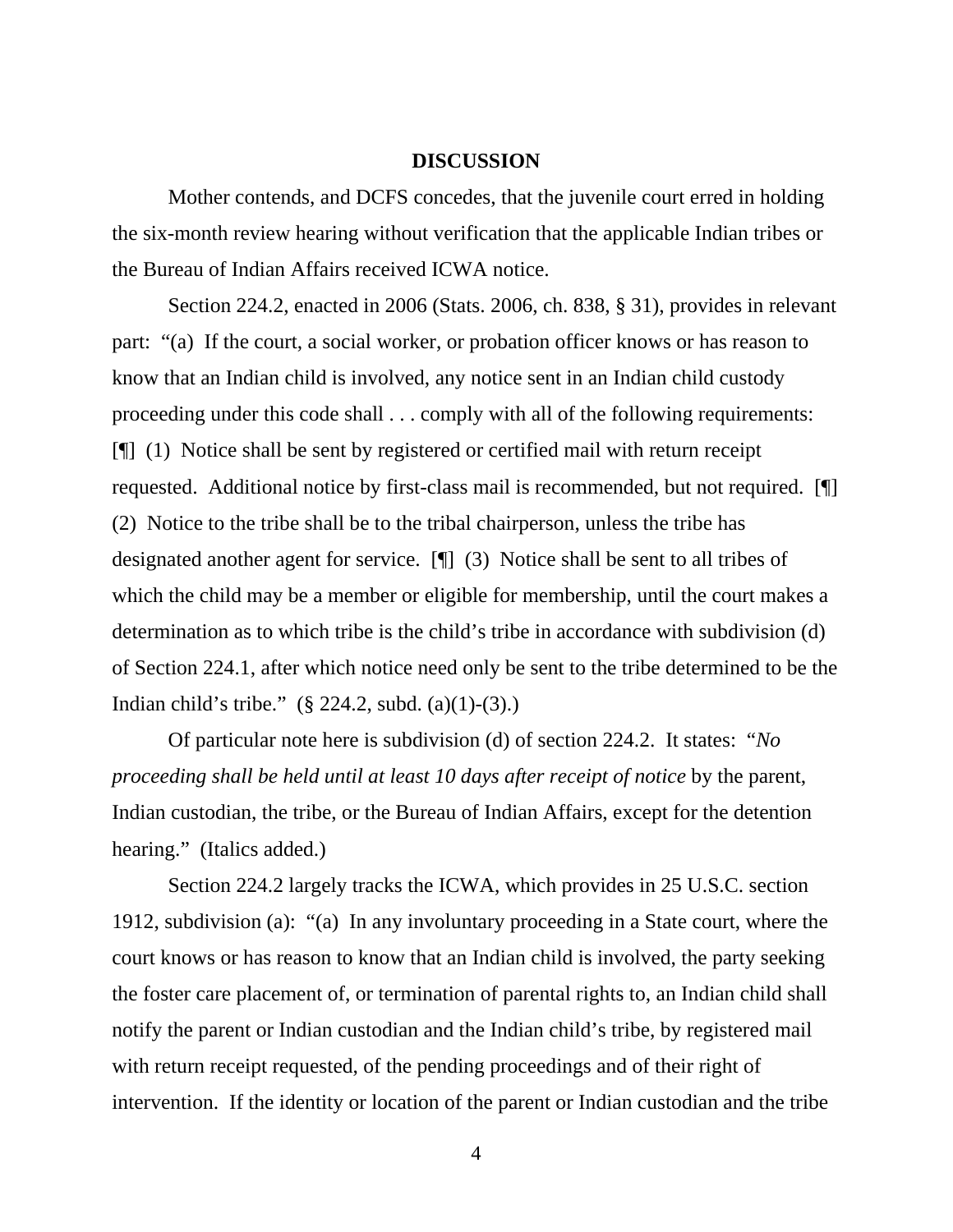## DISCUSSION

Mother contends, and DCFS concedes, that the juvenile court erred in holding the six-month review hearing without verification that the applicable Indian tribes or the Bureau of Indian Affairs received ICWA notice.

Section 224.2, enacted in 2006 (Stats. 2006, ch. 838, § 31), provides in relevant part: "(a) If the court, a social worker, or probation officer knows or has reason to know that an Indian child is involved, any notice sent in an Indian child custody proceeding under this code shall . . . comply with all of the following requirements: [¶] (1) Notice shall be sent by registered or certified mail with return receipt requested. Additional notice by first-class mail is recommended, but not required. [¶] (2) Notice to the tribe shall be to the tribal chairperson, unless the tribe has designated another agent for service. [¶] (3) Notice shall be sent to all tribes of which the child may be a member or eligible for membership, until the court makes a determination as to which tribe is the child's tribe in accordance with subdivision (d) of Section 224.1, after which notice need only be sent to the tribe determined to be the Indian child's tribe." (§ 224.2, subd. (a)(1)-(3).)

Of particular note here is subdivision (d) of section 224.2. It states: "*No proceeding shall be held until at least 10 days after receipt of notice* by the parent, Indian custodian, the tribe, or the Bureau of Indian Affairs, except for the detention hearing." (Italics added.)

Section 224.2 largely tracks the ICWA, which provides in 25 U.S.C. section 1912, subdivision (a): "(a) In any involuntary proceeding in a State court, where the court knows or has reason to know that an Indian child is involved, the party seeking the foster care placement of, or termination of parental rights to, an Indian child shall notify the parent or Indian custodian and the Indian child's tribe, by registered mail with return receipt requested, of the pending proceedings and of their right of intervention. If the identity or location of the parent or Indian custodian and the tribe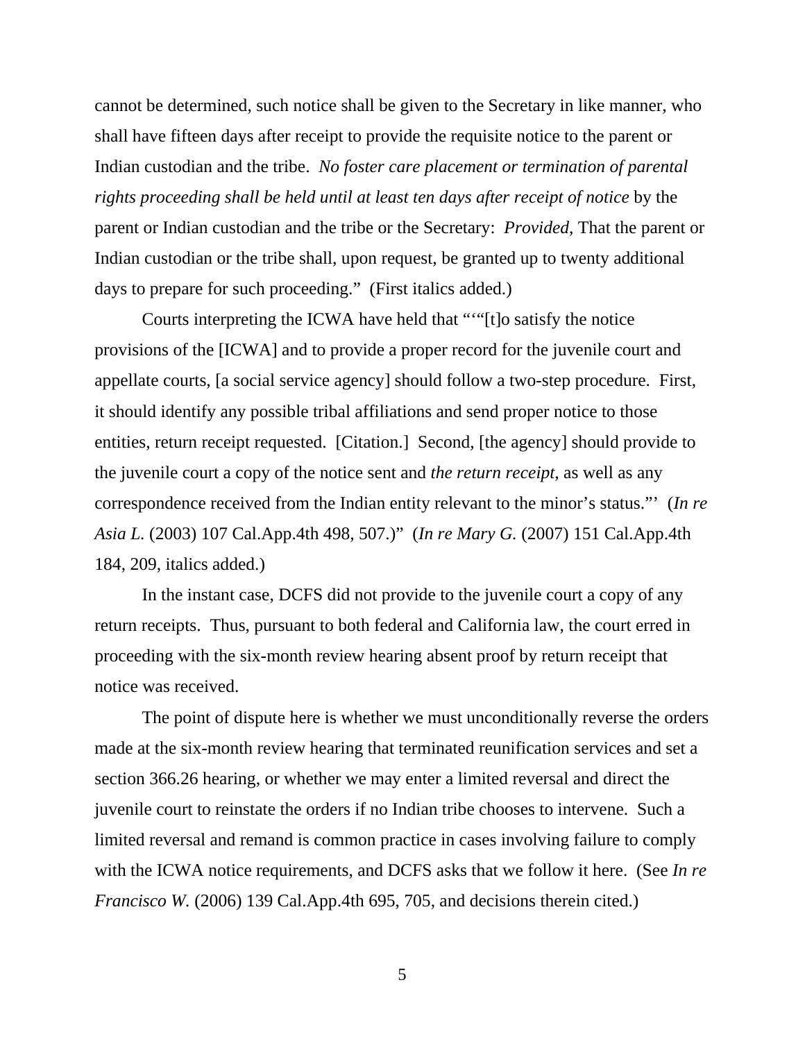cannot be determined, such notice shall be given to the Secretary in like manner, who shall have fifteen days after receipt to provide the requisite notice to the parent or Indian custodian and the tribe. *No foster care placement or termination of parental rights proceeding shall be held until at least ten days after receipt of notice* by the parent or Indian custodian and the tribe or the Secretary: *Provided*, That the parent or Indian custodian or the tribe shall, upon request, be granted up to twenty additional days to prepare for such proceeding." (First italics added.)

Courts interpreting the ICWA have held that "'"[t]o satisfy the notice provisions of the [ICWA] and to provide a proper record for the juvenile court and appellate courts, [a social service agency] should follow a two-step procedure. First, it should identify any possible tribal affiliations and send proper notice to those entities, return receipt requested. [Citation.] Second, [the agency] should provide to the juvenile court a copy of the notice sent and *the return receipt*, as well as any correspondence received from the Indian entity relevant to the minor's status."' (*In re Asia L.* (2003) 107 Cal.App.4th 498, 507.)" (*In re Mary G.* (2007) 151 Cal.App.4th 184, 209, italics added.)

In the instant case, DCFS did not provide to the juvenile court a copy of any return receipts. Thus, pursuant to both federal and California law, the court erred in proceeding with the six-month review hearing absent proof by return receipt that notice was received.

The point of dispute here is whether we must unconditionally reverse the orders made at the six-month review hearing that terminated reunification services and set a section 366.26 hearing, or whether we may enter a limited reversal and direct the juvenile court to reinstate the orders if no Indian tribe chooses to intervene. Such a limited reversal and remand is common practice in cases involving failure to comply with the ICWA notice requirements, and DCFS asks that we follow it here. (See *In re Francisco W.* (2006) 139 Cal.App.4th 695, 705, and decisions therein cited.)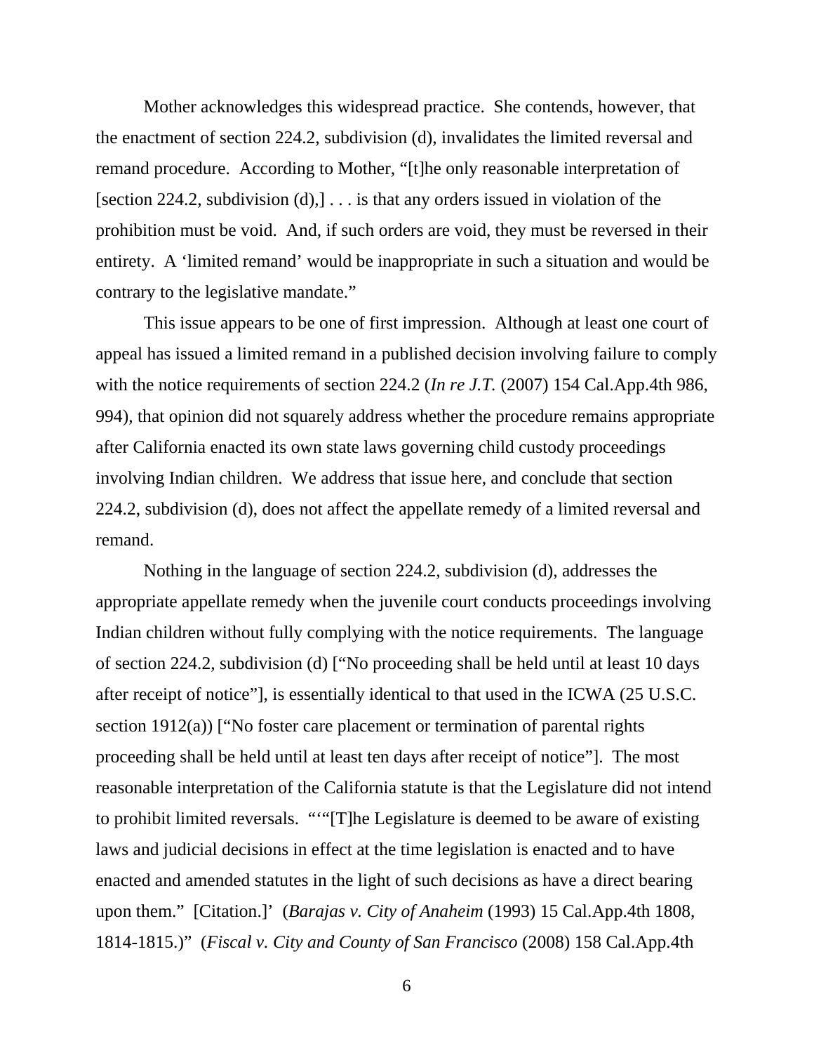Mother acknowledges this widespread practice. She contends, however, that the enactment of section 224.2, subdivision (d), invalidates the limited reversal and remand procedure. According to Mother, "[t]he only reasonable interpretation of [section 224.2, subdivision (d),] . . . is that any orders issued in violation of the prohibition must be void. And, if such orders are void, they must be reversed in their entirety. A 'limited remand' would be inappropriate in such a situation and would be contrary to the legislative mandate."

This issue appears to be one of first impression. Although at least one court of appeal has issued a limited remand in a published decision involving failure to comply with the notice requirements of section 224.2 (*In re J.T.* (2007) 154 Cal.App.4th 986, 994), that opinion did not squarely address whether the procedure remains appropriate after California enacted its own state laws governing child custody proceedings involving Indian children. We address that issue here, and conclude that section 224.2, subdivision (d), does not affect the appellate remedy of a limited reversal and remand.

Nothing in the language of section 224.2, subdivision (d), addresses the appropriate appellate remedy when the juvenile court conducts proceedings involving Indian children without fully complying with the notice requirements. The language of section 224.2, subdivision (d) ["No proceeding shall be held until at least 10 days after receipt of notice"], is essentially identical to that used in the ICWA (25 U.S.C. section 1912(a)) ["No foster care placement or termination of parental rights proceeding shall be held until at least ten days after receipt of notice"]. The most reasonable interpretation of the California statute is that the Legislature did not intend to prohibit limited reversals. "'"[T]he Legislature is deemed to be aware of existing laws and judicial decisions in effect at the time legislation is enacted and to have enacted and amended statutes in the light of such decisions as have a direct bearing upon them." [Citation.]' (*Barajas v. City of Anaheim* (1993) 15 Cal.App.4th 1808, 1814-1815.)" (*Fiscal v. City and County of San Francisco* (2008) 158 Cal.App.4th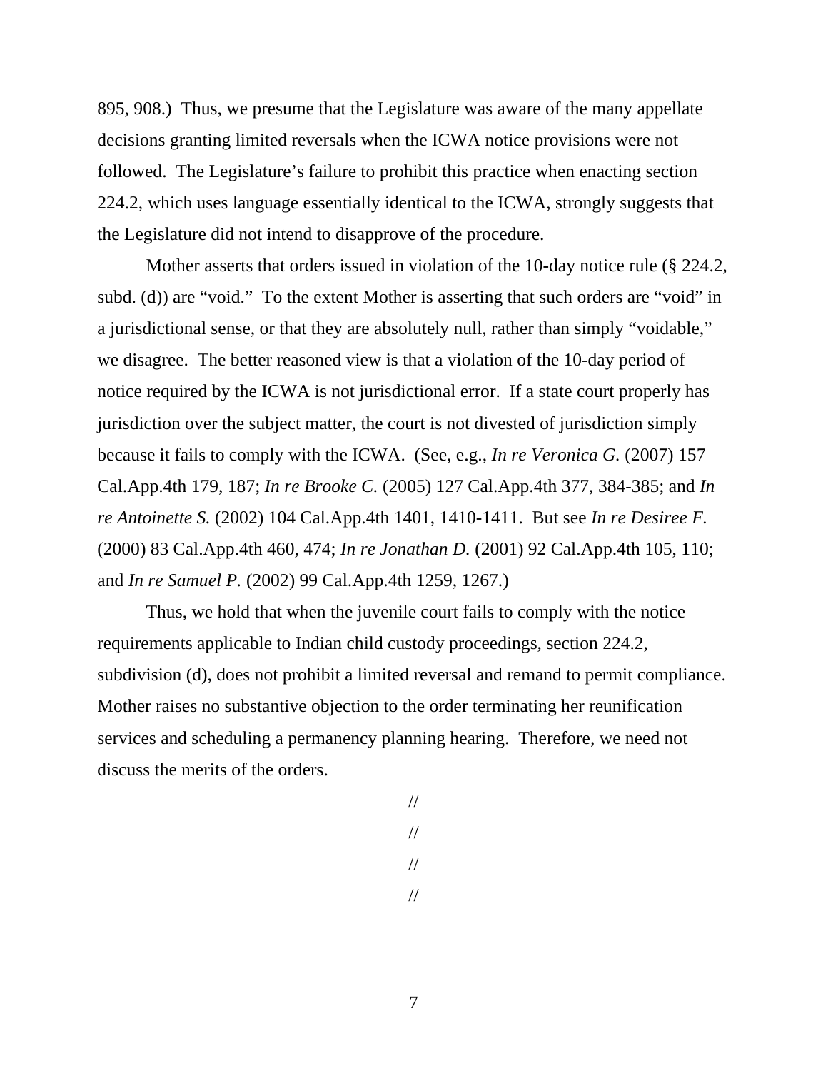895, 908.)  Thus, we presume that the Legislature was aware of the many appellate decisions granting limited reversals when the ICWA notice provisions were not followed.  The Legislature's failure to prohibit this practice when enacting section 224.2, which uses language essentially identical to the ICWA, strongly suggests that the Legislature did not intend to disapprove of the procedure.

Mother asserts that orders issued in violation of the 10-day notice rule (§ 224.2, subd. (d)) are "void."  To the extent Mother is asserting that such orders are "void" in a jurisdictional sense, or that they are absolutely null, rather than simply "voidable," we disagree.  The better reasoned view is that a violation of the 10-day period of notice required by the ICWA is not jurisdictional error.  If a state court properly has jurisdiction over the subject matter, the court is not divested of jurisdiction simply because it fails to comply with the ICWA.  (See, e.g., *In re Veronica G.* (2007) 157 Cal.App.4th 179, 187; *In re Brooke C.* (2005) 127 Cal.App.4th 377, 384-385; and *In re Antoinette S.* (2002) 104 Cal.App.4th 1401, 1410-1411.  But see *In re Desiree F.* (2000) 83 Cal.App.4th 460, 474; *In re Jonathan D.* (2001) 92 Cal.App.4th 105, 110; and *In re Samuel P.* (2002) 99 Cal.App.4th 1259, 1267.)

Thus, we hold that when the juvenile court fails to comply with the notice requirements applicable to Indian child custody proceedings, section 224.2, subdivision (d), does not prohibit a limited reversal and remand to permit compliance. Mother raises no substantive objection to the order terminating her reunification services and scheduling a permanency planning hearing.  Therefore, we need not discuss the merits of the orders.

//

//

//

//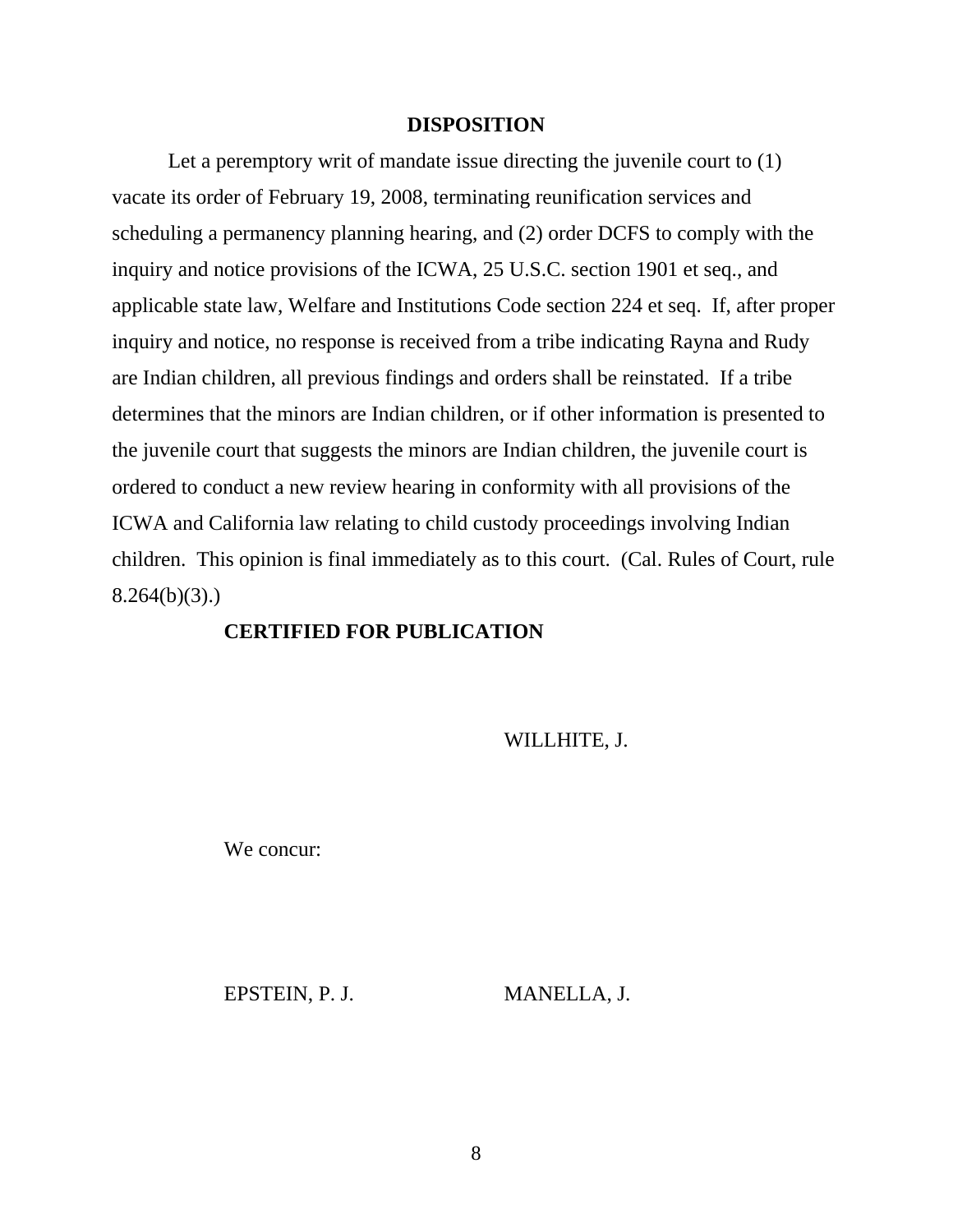## DISPOSITION

Let a peremptory writ of mandate issue directing the juvenile court to (1) vacate its order of February 19, 2008, terminating reunification services and scheduling a permanency planning hearing, and (2) order DCFS to comply with the inquiry and notice provisions of the ICWA, 25 U.S.C. section 1901 et seq., and applicable state law, Welfare and Institutions Code section 224 et seq. If, after proper inquiry and notice, no response is received from a tribe indicating Rayna and Rudy are Indian children, all previous findings and orders shall be reinstated. If a tribe determines that the minors are Indian children, or if other information is presented to the juvenile court that suggests the minors are Indian children, the juvenile court is ordered to conduct a new review hearing in conformity with all provisions of the ICWA and California law relating to child custody proceedings involving Indian children. This opinion is final immediately as to this court. (Cal. Rules of Court, rule 8.264(b)(3).)

**CERTIFIED FOR PUBLICATION**

WILLHITE, J.

We concur:

EPSTEIN, P. J.

MANELLA, J.